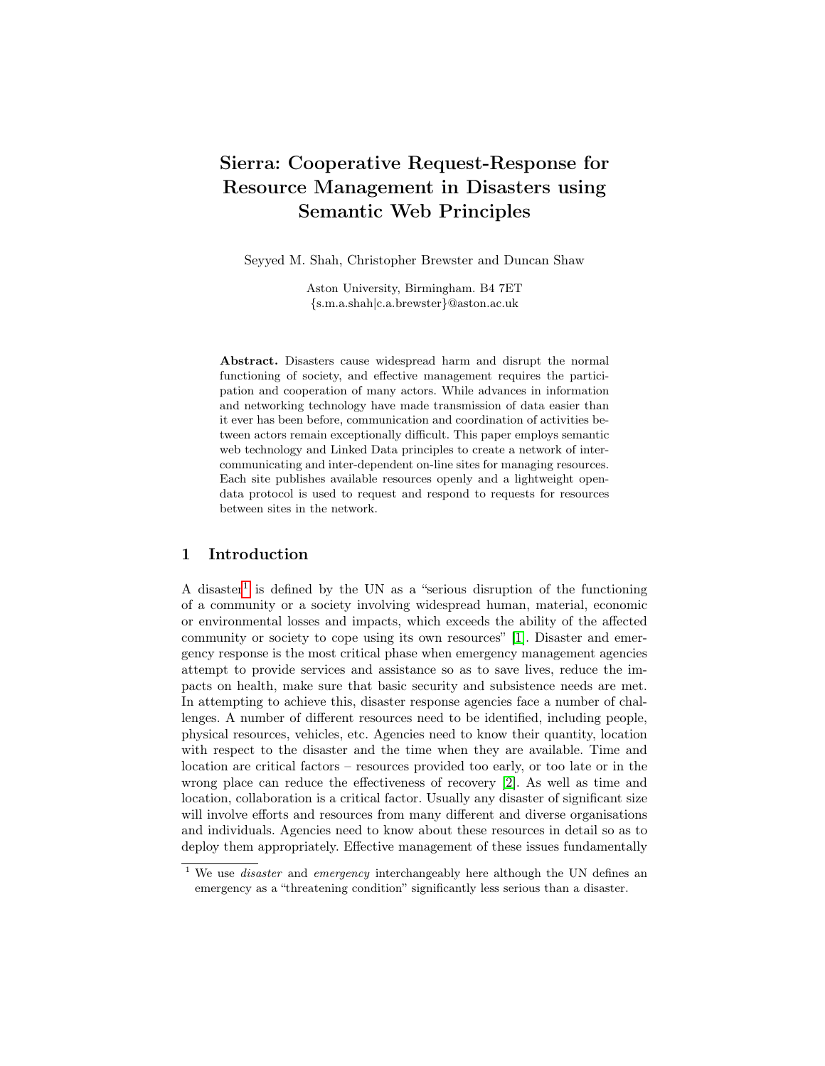# Sierra: Cooperative Request-Response for Resource Management in Disasters using Semantic Web Principles

Seyyed M. Shah, Christopher Brewster and Duncan Shaw

Aston University, Birmingham. B4 7ET
{s.m.a.shah|c.a.brewster}@aston.ac.uk

**Abstract.** Disasters cause widespread harm and disrupt the normal functioning of society, and effective management requires the participation and cooperation of many actors. While advances in information and networking technology have made transmission of data easier than it ever has been before, communication and coordination of activities between actors remain exceptionally difficult. This paper employs semantic web technology and Linked Data principles to create a network of inter-communicating and inter-dependent on-line sites for managing resources. Each site publishes available resources openly and a lightweight open-data protocol is used to request and respond to requests for resources between sites in the network.

## 1 Introduction

A disaster[1] is defined by the UN as a "serious disruption of the functioning of a community or a society involving widespread human, material, economic or environmental losses and impacts, which exceeds the ability of the affected community or society to cope using its own resources" [1]. Disaster and emergency response is the most critical phase when emergency management agencies attempt to provide services and assistance so as to save lives, reduce the impacts on health, make sure that basic security and subsistence needs are met. In attempting to achieve this, disaster response agencies face a number of challenges. A number of different resources need to be identified, including people, physical resources, vehicles, etc. Agencies need to know their quantity, location with respect to the disaster and the time when they are available. Time and location are critical factors – resources provided too early, or too late or in the wrong place can reduce the effectiveness of recovery [2]. As well as time and location, collaboration is a critical factor. Usually any disaster of significant size will involve efforts and resources from many different and diverse organisations and individuals. Agencies need to know about these resources in detail so as to deploy them appropriately. Effective management of these issues fundamentally

[1] We use *disaster* and *emergency* interchangeably here although the UN defines an emergency as a "threatening condition" significantly less serious than a disaster.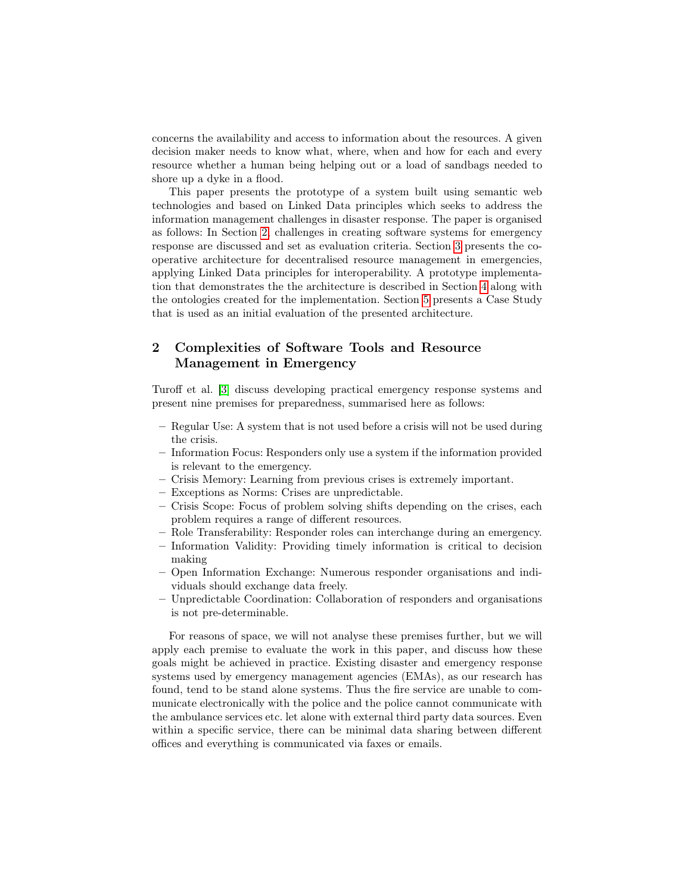concerns the availability and access to information about the resources. A given decision maker needs to know what, where, when and how for each and every resource whether a human being helping out or a load of sandbags needed to shore up a dyke in a flood.

This paper presents the prototype of a system built using semantic web technologies and based on Linked Data principles which seeks to address the information management challenges in disaster response. The paper is organised as follows: In Section 2, challenges in creating software systems for emergency response are discussed and set as evaluation criteria. Section 3 presents the co-operative architecture for decentralised resource management in emergencies, applying Linked Data principles for interoperability. A prototype implementation that demonstrates the the architecture is described in Section 4 along with the ontologies created for the implementation. Section 5 presents a Case Study that is used as an initial evaluation of the presented architecture.

## 2 Complexities of Software Tools and Resource Management in Emergency

Turoff et al. [3] discuss developing practical emergency response systems and present nine premises for preparedness, summarised here as follows:

- Regular Use: A system that is not used before a crisis will not be used during the crisis.
- Information Focus: Responders only use a system if the information provided is relevant to the emergency.
- Crisis Memory: Learning from previous crises is extremely important.
- Exceptions as Norms: Crises are unpredictable.
- Crisis Scope: Focus of problem solving shifts depending on the crises, each problem requires a range of different resources.
- Role Transferability: Responder roles can interchange during an emergency.
- Information Validity: Providing timely information is critical to decision making
- Open Information Exchange: Numerous responder organisations and individuals should exchange data freely.
- Unpredictable Coordination: Collaboration of responders and organisations is not pre-determinable.

For reasons of space, we will not analyse these premises further, but we will apply each premise to evaluate the work in this paper, and discuss how these goals might be achieved in practice. Existing disaster and emergency response systems used by emergency management agencies (EMAs), as our research has found, tend to be stand alone systems. Thus the fire service are unable to communicate electronically with the police and the police cannot communicate with the ambulance services etc. let alone with external third party data sources. Even within a specific service, there can be minimal data sharing between different offices and everything is communicated via faxes or emails.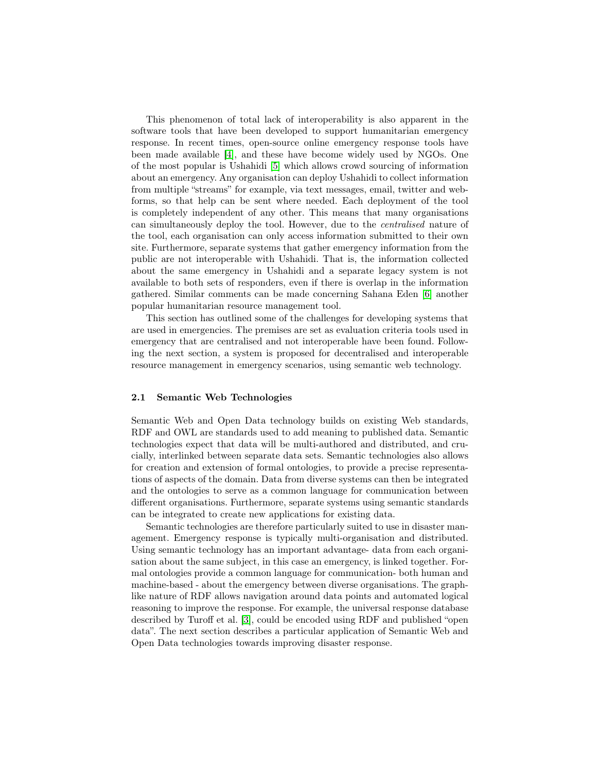This phenomenon of total lack of interoperability is also apparent in the software tools that have been developed to support humanitarian emergency response. In recent times, open-source online emergency response tools have been made available [4], and these have become widely used by NGOs. One of the most popular is Ushahidi [5] which allows crowd sourcing of information about an emergency. Any organisation can deploy Ushahidi to collect information from multiple "streams" for example, via text messages, email, twitter and web-forms, so that help can be sent where needed. Each deployment of the tool is completely independent of any other. This means that many organisations can simultaneously deploy the tool. However, due to the *centralised* nature of the tool, each organisation can only access information submitted to their own site. Furthermore, separate systems that gather emergency information from the public are not interoperable with Ushahidi. That is, the information collected about the same emergency in Ushahidi and a separate legacy system is not available to both sets of responders, even if there is overlap in the information gathered. Similar comments can be made concerning Sahana Eden [6] another popular humanitarian resource management tool.

This section has outlined some of the challenges for developing systems that are used in emergencies. The premises are set as evaluation criteria tools used in emergency that are centralised and not interoperable have been found. Following the next section, a system is proposed for decentralised and interoperable resource management in emergency scenarios, using semantic web technology.

### 2.1 Semantic Web Technologies

Semantic Web and Open Data technology builds on existing Web standards, RDF and OWL are standards used to add meaning to published data. Semantic technologies expect that data will be multi-authored and distributed, and crucially, interlinked between separate data sets. Semantic technologies also allows for creation and extension of formal ontologies, to provide a precise representations of aspects of the domain. Data from diverse systems can then be integrated and the ontologies to serve as a common language for communication between different organisations. Furthermore, separate systems using semantic standards can be integrated to create new applications for existing data.

Semantic technologies are therefore particularly suited to use in disaster management. Emergency response is typically multi-organisation and distributed. Using semantic technology has an important advantage- data from each organisation about the same subject, in this case an emergency, is linked together. Formal ontologies provide a common language for communication- both human and machine-based - about the emergency between diverse organisations. The graph-like nature of RDF allows navigation around data points and automated logical reasoning to improve the response. For example, the universal response database described by Turoff et al. [3], could be encoded using RDF and published "open data". The next section describes a particular application of Semantic Web and Open Data technologies towards improving disaster response.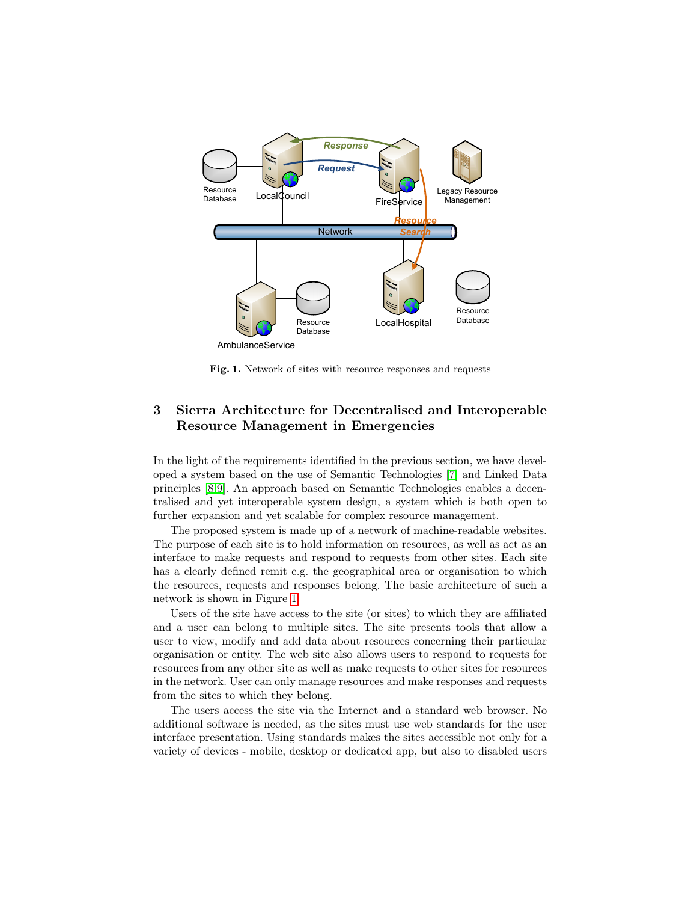Fig. 1. Network of sites with resource responses and requests

## 3 Sierra Architecture for Decentralised and Interoperable Resource Management in Emergencies

In the light of the requirements identified in the previous section, we have developed a system based on the use of Semantic Technologies [7] and Linked Data principles [8,9]. An approach based on Semantic Technologies enables a decentralised and yet interoperable system design, a system which is both open to further expansion and yet scalable for complex resource management.

The proposed system is made up of a network of machine-readable websites. The purpose of each site is to hold information on resources, as well as act as an interface to make requests and respond to requests from other sites. Each site has a clearly defined remit e.g. the geographical area or organisation to which the resources, requests and responses belong. The basic architecture of such a network is shown in Figure 1.

Users of the site have access to the site (or sites) to which they are affiliated and a user can belong to multiple sites. The site presents tools that allow a user to view, modify and add data about resources concerning their particular organisation or entity. The web site also allows users to respond to requests for resources from any other site as well as make requests to other sites for resources in the network. User can only manage resources and make responses and requests from the sites to which they belong.

The users access the site via the Internet and a standard web browser. No additional software is needed, as the sites must use web standards for the user interface presentation. Using standards makes the sites accessible not only for a variety of devices - mobile, desktop or dedicated app, but also to disabled users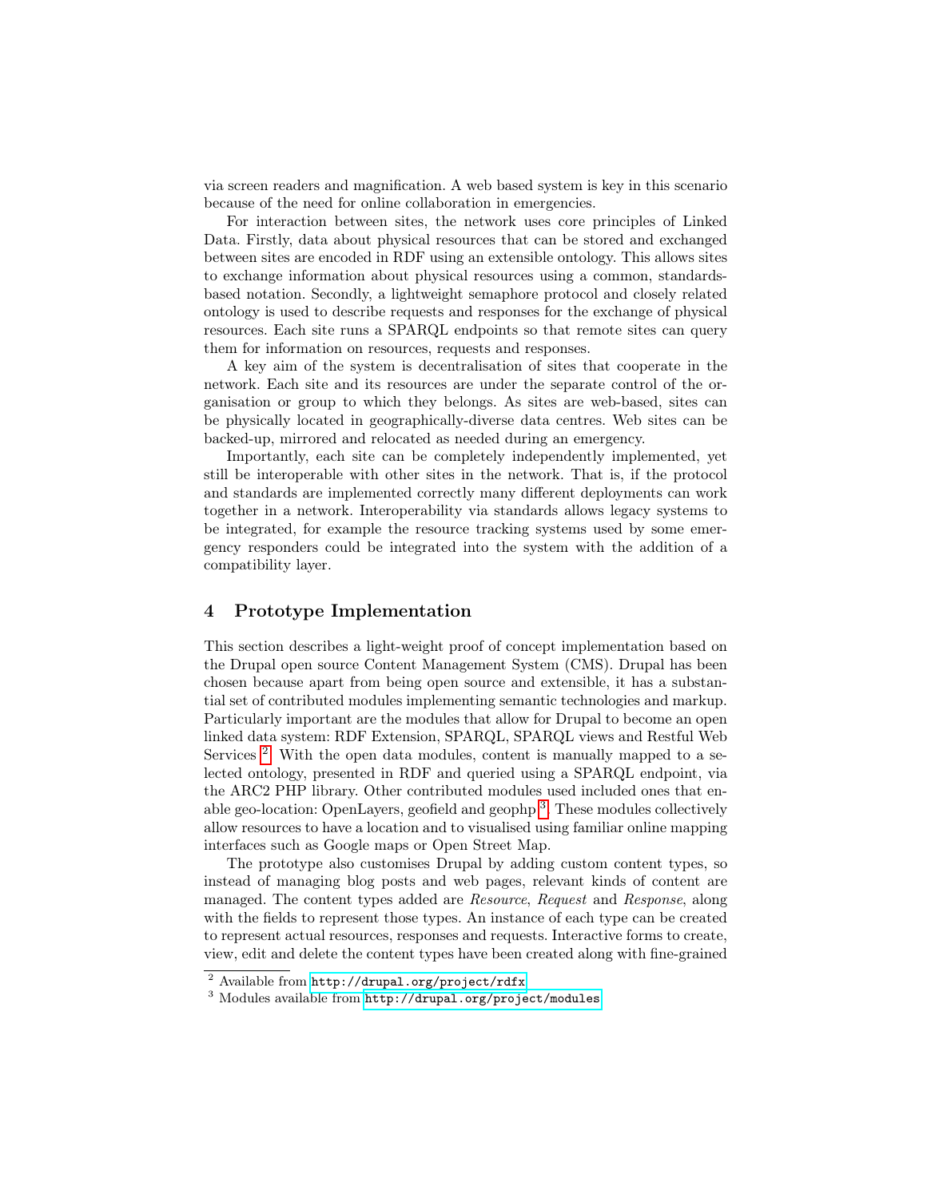via screen readers and magnification. A web based system is key in this scenario because of the need for online collaboration in emergencies.

For interaction between sites, the network uses core principles of Linked Data. Firstly, data about physical resources that can be stored and exchanged between sites are encoded in RDF using an extensible ontology. This allows sites to exchange information about physical resources using a common, standards-based notation. Secondly, a lightweight semaphore protocol and closely related ontology is used to describe requests and responses for the exchange of physical resources. Each site runs a SPARQL endpoints so that remote sites can query them for information on resources, requests and responses.

A key aim of the system is decentralisation of sites that cooperate in the network. Each site and its resources are under the separate control of the organisation or group to which they belongs. As sites are web-based, sites can be physically located in geographically-diverse data centres. Web sites can be backed-up, mirrored and relocated as needed during an emergency.

Importantly, each site can be completely independently implemented, yet still be interoperable with other sites in the network. That is, if the protocol and standards are implemented correctly many different deployments can work together in a network. Interoperability via standards allows legacy systems to be integrated, for example the resource tracking systems used by some emergency responders could be integrated into the system with the addition of a compatibility layer.

## 4 Prototype Implementation

This section describes a light-weight proof of concept implementation based on the Drupal open source Content Management System (CMS). Drupal has been chosen because apart from being open source and extensible, it has a substantial set of contributed modules implementing semantic technologies and markup. Particularly important are the modules that allow for Drupal to become an open linked data system: RDF Extension, SPARQL, SPARQL views and Restful Web Services [2]. With the open data modules, content is manually mapped to a selected ontology, presented in RDF and queried using a SPARQL endpoint, via the ARC2 PHP library. Other contributed modules used included ones that enable geo-location: OpenLayers, geofield and geophp [3]. These modules collectively allow resources to have a location and to visualised using familiar online mapping interfaces such as Google maps or Open Street Map.

The prototype also customises Drupal by adding custom content types, so instead of managing blog posts and web pages, relevant kinds of content are managed. The content types added are *Resource*, *Request* and *Response*, along with the fields to represent those types. An instance of each type can be created to represent actual resources, responses and requests. Interactive forms to create, view, edit and delete the content types have been created along with fine-grained

---

[2] Available from http://drupal.org/project/rdfx

[3] Modules available from http://drupal.org/project/modules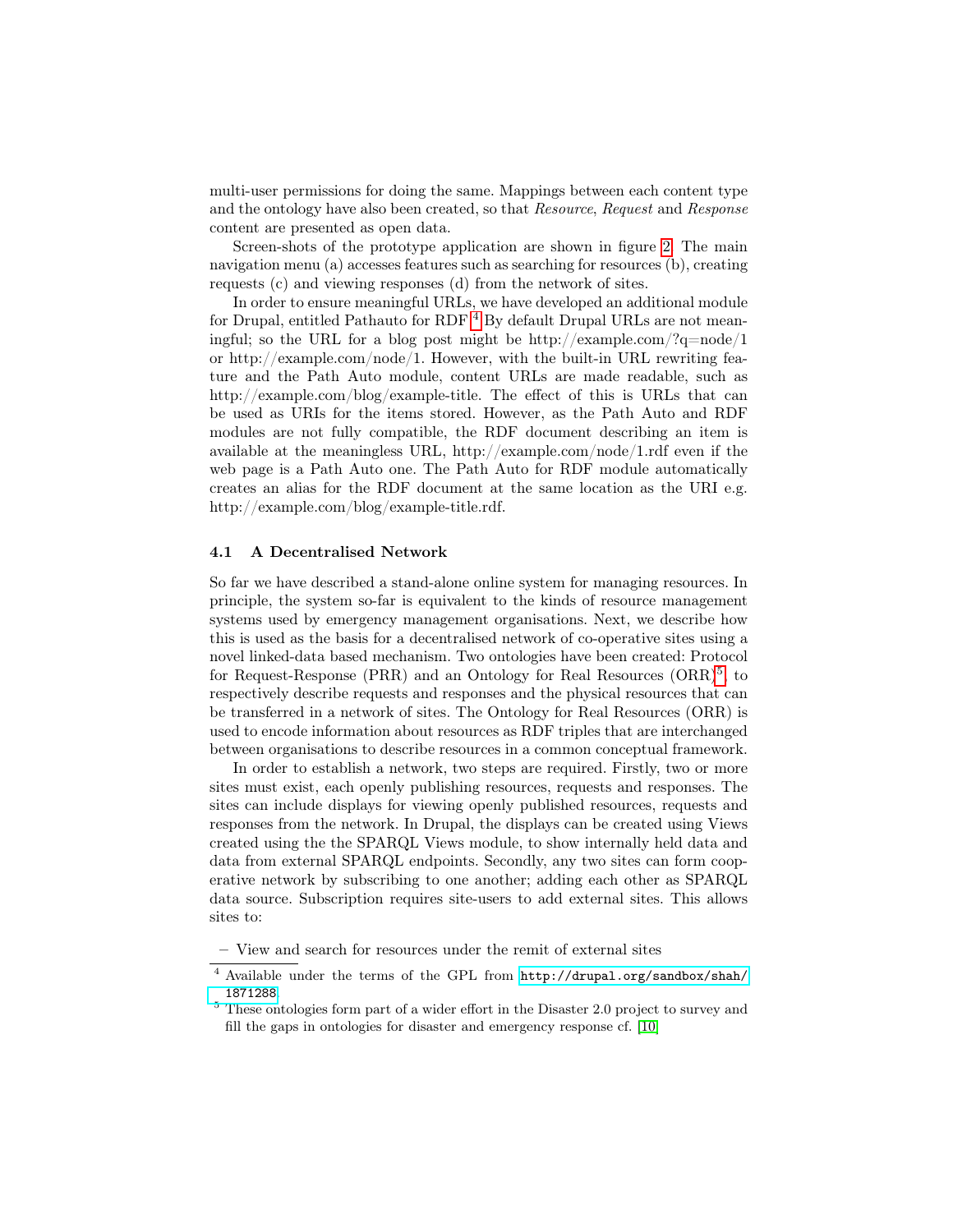multi-user permissions for doing the same. Mappings between each content type and the ontology have also been created, so that *Resource*, *Request* and *Response* content are presented as open data.

Screen-shots of the prototype application are shown in figure 2. The main navigation menu (a) accesses features such as searching for resources (b), creating requests (c) and viewing responses (d) from the network of sites.

In order to ensure meaningful URLs, we have developed an additional module for Drupal, entitled Pathauto for RDF.[4] By default Drupal URLs are not meaningful; so the URL for a blog post might be http://example.com/?q=node/1 or http://example.com/node/1. However, with the built-in URL rewriting feature and the Path Auto module, content URLs are made readable, such as http://example.com/blog/example-title. The effect of this is URLs that can be used as URIs for the items stored. However, as the Path Auto and RDF modules are not fully compatible, the RDF document describing an item is available at the meaningless URL, http://example.com/node/1.rdf even if the web page is a Path Auto one. The Path Auto for RDF module automatically creates an alias for the RDF document at the same location as the URI e.g. http://example.com/blog/example-title.rdf.

### 4.1 A Decentralised Network

So far we have described a stand-alone online system for managing resources. In principle, the system so-far is equivalent to the kinds of resource management systems used by emergency management organisations. Next, we describe how this is used as the basis for a decentralised network of co-operative sites using a novel linked-data based mechanism. Two ontologies have been created: Protocol for Request-Response (PRR) and an Ontology for Real Resources (ORR)[5], to respectively describe requests and responses and the physical resources that can be transferred in a network of sites. The Ontology for Real Resources (ORR) is used to encode information about resources as RDF triples that are interchanged between organisations to describe resources in a common conceptual framework.

In order to establish a network, two steps are required. Firstly, two or more sites must exist, each openly publishing resources, requests and responses. The sites can include displays for viewing openly published resources, requests and responses from the network. In Drupal, the displays can be created using Views created using the the SPARQL Views module, to show internally held data and data from external SPARQL endpoints. Secondly, any two sites can form cooperative network by subscribing to one another; adding each other as SPARQL data source. Subscription requires site-users to add external sites. This allows sites to:

- View and search for resources under the remit of external sites

---

[4] Available under the terms of the GPL from http://drupal.org/sandbox/shah/1871288.

[5] These ontologies form part of a wider effort in the Disaster 2.0 project to survey and fill the gaps in ontologies for disaster and emergency response cf. [10]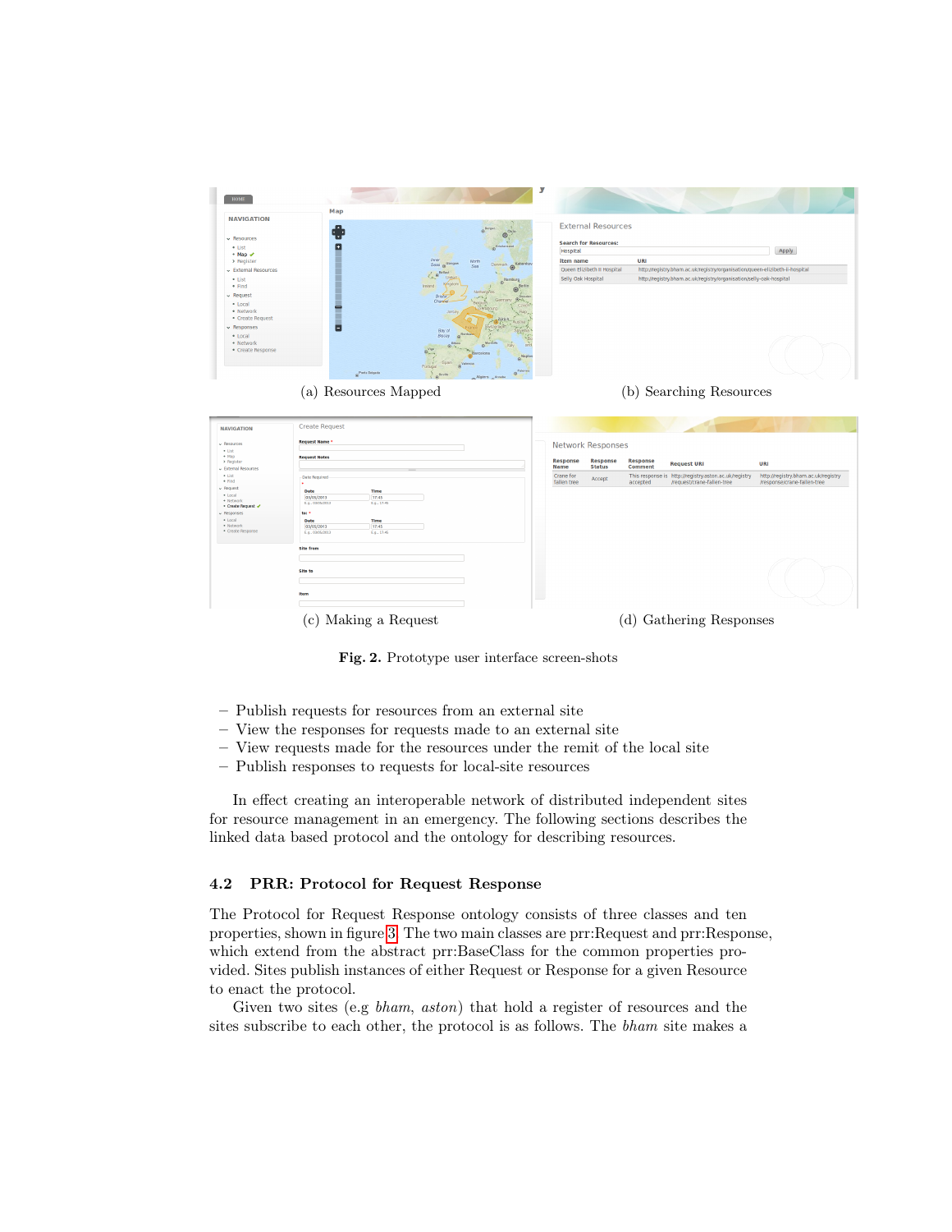(a) Resources Mapped

(b) Searching Resources

(c) Making a Request

(d) Gathering Responses

**Fig. 2.** Prototype user interface screen-shots

- Publish requests for resources from an external site
- View the responses for requests made to an external site
- View requests made for the resources under the remit of the local site
- Publish responses to requests for local-site resources

In effect creating an interoperable network of distributed independent sites for resource management in an emergency. The following sections describes the linked data based protocol and the ontology for describing resources.

### 4.2 PRR: Protocol for Request Response

The Protocol for Request Response ontology consists of three classes and ten properties, shown in figure 3. The two main classes are prr:Request and prr:Response, which extend from the abstract prr:BaseClass for the common properties provided. Sites publish instances of either Request or Response for a given Resource to enact the protocol.

Given two sites (e.g *bham*, *aston*) that hold a register of resources and the sites subscribe to each other, the protocol is as follows. The *bham* site makes a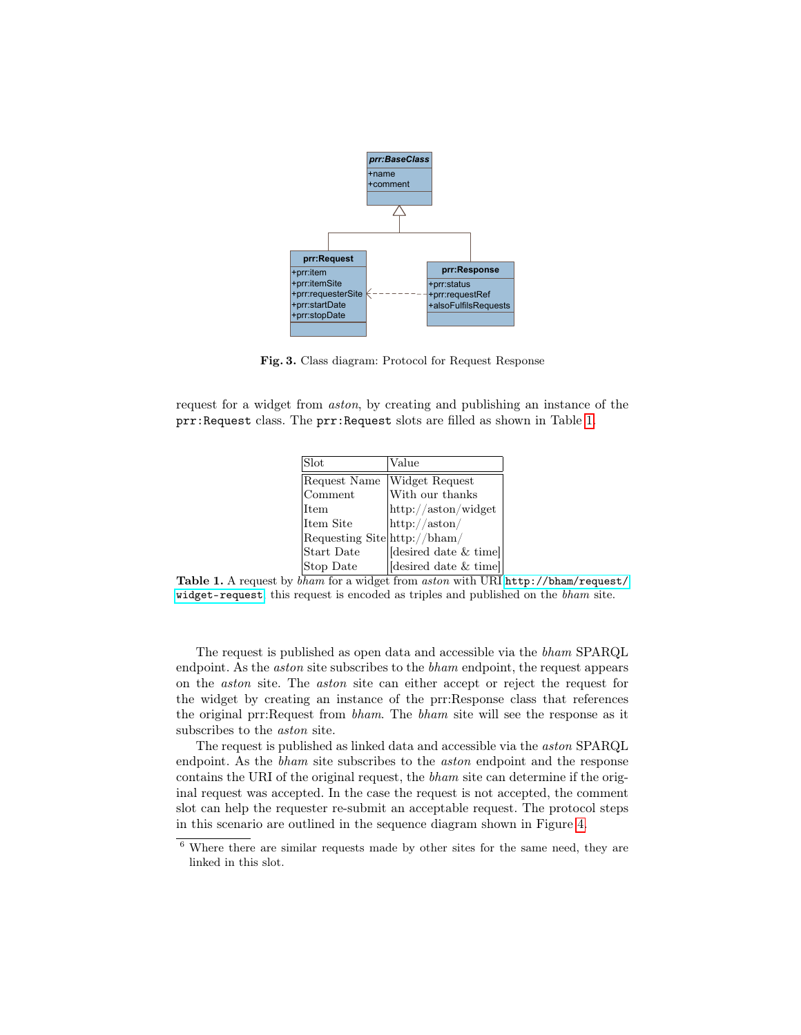**Fig. 3.** Class diagram: Protocol for Request Response

request for a widget from *aston*, by creating and publishing an instance of the `prr:Request` class. The `prr:Request` slots are filled as shown in Table 1.

| Slot | Value |
|---|---|
| Request Name | Widget Request |
| Comment | With our thanks |
| Item | http://aston/widget |
| Item Site | http://aston/ |
| Requesting Site | http://bham/ |
| Start Date | [desired date & time] |
| Stop Date | [desired date & time] |

**Table 1.** A request by *bham* for a widget from *aston* with URI `http://bham/request/widget-request`, this request is encoded as triples and published on the *bham* site.

The request is published as open data and accessible via the *bham* SPARQL endpoint. As the *aston* site subscribes to the *bham* endpoint, the request appears on the *aston* site. The *aston* site can either accept or reject the request for the widget by creating an instance of the prr:Response class that references the original prr:Request from *bham*. The *bham* site will see the response as it subscribes to the *aston* site.

The request is published as linked data and accessible via the *aston* SPARQL endpoint. As the *bham* site subscribes to the *aston* endpoint and the response contains the URI of the original request, the *bham* site can determine if the original request was accepted. In the case the request is not accepted, the comment slot can help the requester re-submit an acceptable request. The protocol steps in this scenario are outlined in the sequence diagram shown in Figure 4.

[6] Where there are similar requests made by other sites for the same need, they are linked in this slot.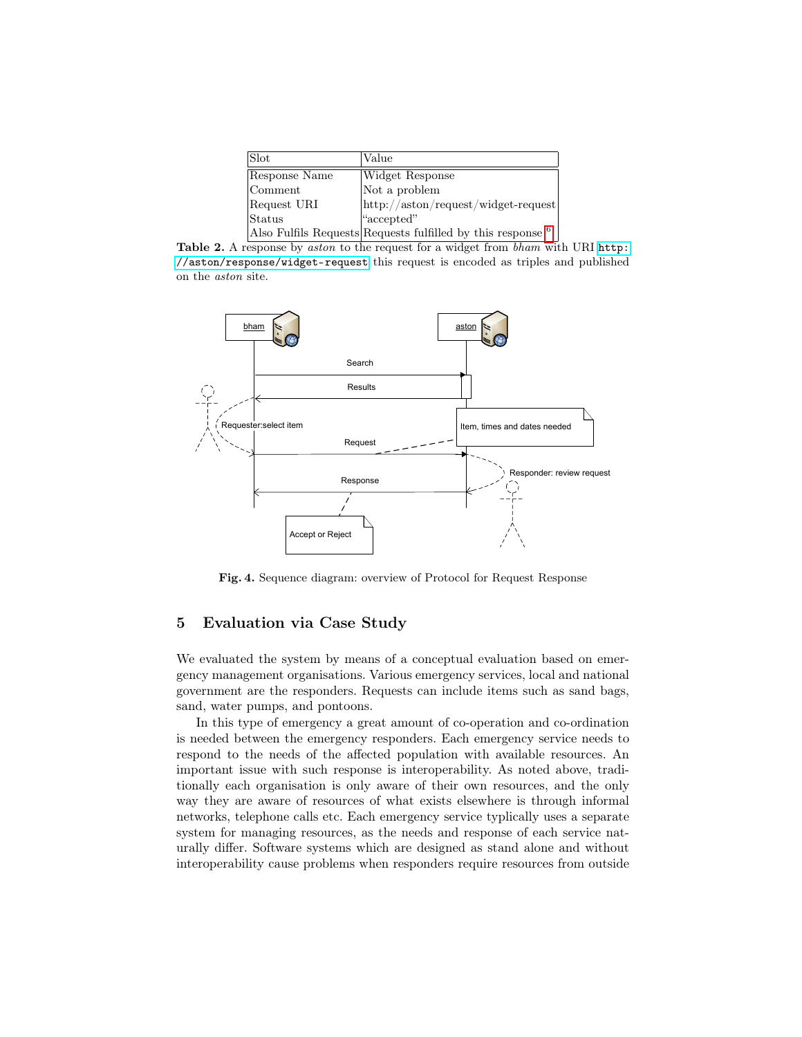| Slot | Value |
|---|---|
| Response Name | Widget Response |
| Comment | Not a problem |
| Request URI | http://aston/request/widget-request |
| Status | "accepted" |
| Also Fulfils Requests | Requests fulfilled by this response [6] |

**Table 2.** A response by *aston* to the request for a widget from *bham* with URI `http://aston/response/widget-request` this request is encoded as triples and published on the *aston* site.

**Fig. 4.** Sequence diagram: overview of Protocol for Request Response

## 5 Evaluation via Case Study

We evaluated the system by means of a conceptual evaluation based on emergency management organisations. Various emergency services, local and national government are the responders. Requests can include items such as sand bags, sand, water pumps, and pontoons.

In this type of emergency a great amount of co-operation and co-ordination is needed between the emergency responders. Each emergency service needs to respond to the needs of the affected population with available resources. An important issue with such response is interoperability. As noted above, traditionally each organisation is only aware of their own resources, and the only way they are aware of resources of what exists elsewhere is through informal networks, telephone calls etc. Each emergency service typlically uses a separate system for managing resources, as the needs and response of each service naturally differ. Software systems which are designed as stand alone and without interoperability cause problems when responders require resources from outside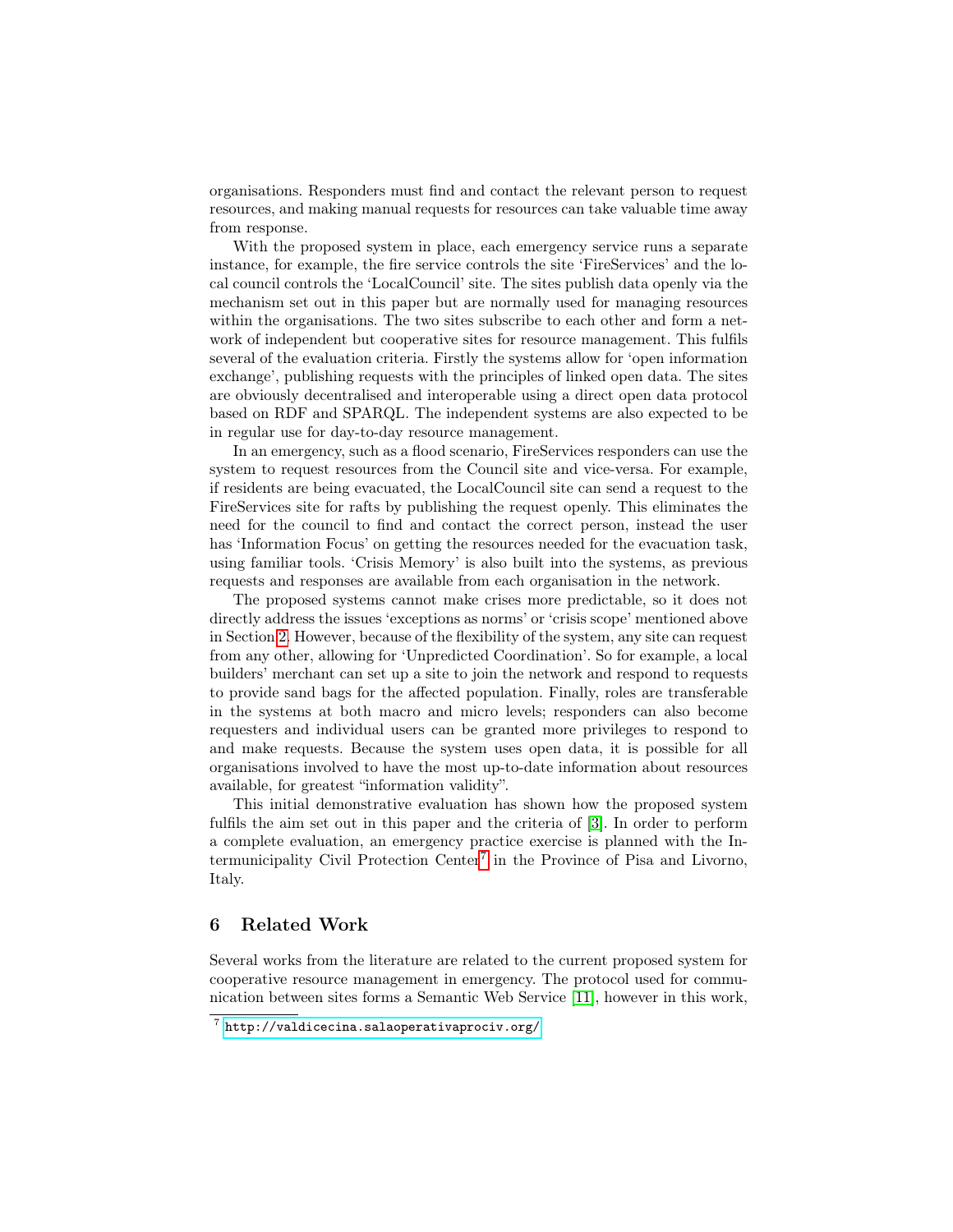organisations. Responders must find and contact the relevant person to request resources, and making manual requests for resources can take valuable time away from response.

With the proposed system in place, each emergency service runs a separate instance, for example, the fire service controls the site 'FireServices' and the local council controls the 'LocalCouncil' site. The sites publish data openly via the mechanism set out in this paper but are normally used for managing resources within the organisations. The two sites subscribe to each other and form a network of independent but cooperative sites for resource management. This fulfils several of the evaluation criteria. Firstly the systems allow for 'open information exchange', publishing requests with the principles of linked open data. The sites are obviously decentralised and interoperable using a direct open data protocol based on RDF and SPARQL. The independent systems are also expected to be in regular use for day-to-day resource management.

In an emergency, such as a flood scenario, FireServices responders can use the system to request resources from the Council site and vice-versa. For example, if residents are being evacuated, the LocalCouncil site can send a request to the FireServices site for rafts by publishing the request openly. This eliminates the need for the council to find and contact the correct person, instead the user has 'Information Focus' on getting the resources needed for the evacuation task, using familiar tools. 'Crisis Memory' is also built into the systems, as previous requests and responses are available from each organisation in the network.

The proposed systems cannot make crises more predictable, so it does not directly address the issues 'exceptions as norms' or 'crisis scope' mentioned above in Section 2. However, because of the flexibility of the system, any site can request from any other, allowing for 'Unpredicted Coordination'. So for example, a local builders' merchant can set up a site to join the network and respond to requests to provide sand bags for the affected population. Finally, roles are transferable in the systems at both macro and micro levels; responders can also become requesters and individual users can be granted more privileges to respond to and make requests. Because the system uses open data, it is possible for all organisations involved to have the most up-to-date information about resources available, for greatest "information validity".

This initial demonstrative evaluation has shown how the proposed system fulfils the aim set out in this paper and the criteria of [3]. In order to perform a complete evaluation, an emergency practice exercise is planned with the Intermunicipality Civil Protection Center[7] in the Province of Pisa and Livorno, Italy.

## 6 Related Work

Several works from the literature are related to the current proposed system for cooperative resource management in emergency. The protocol used for communication between sites forms a Semantic Web Service [11], however in this work,

[7] http://valdicecina.salaoperativaprociv.org/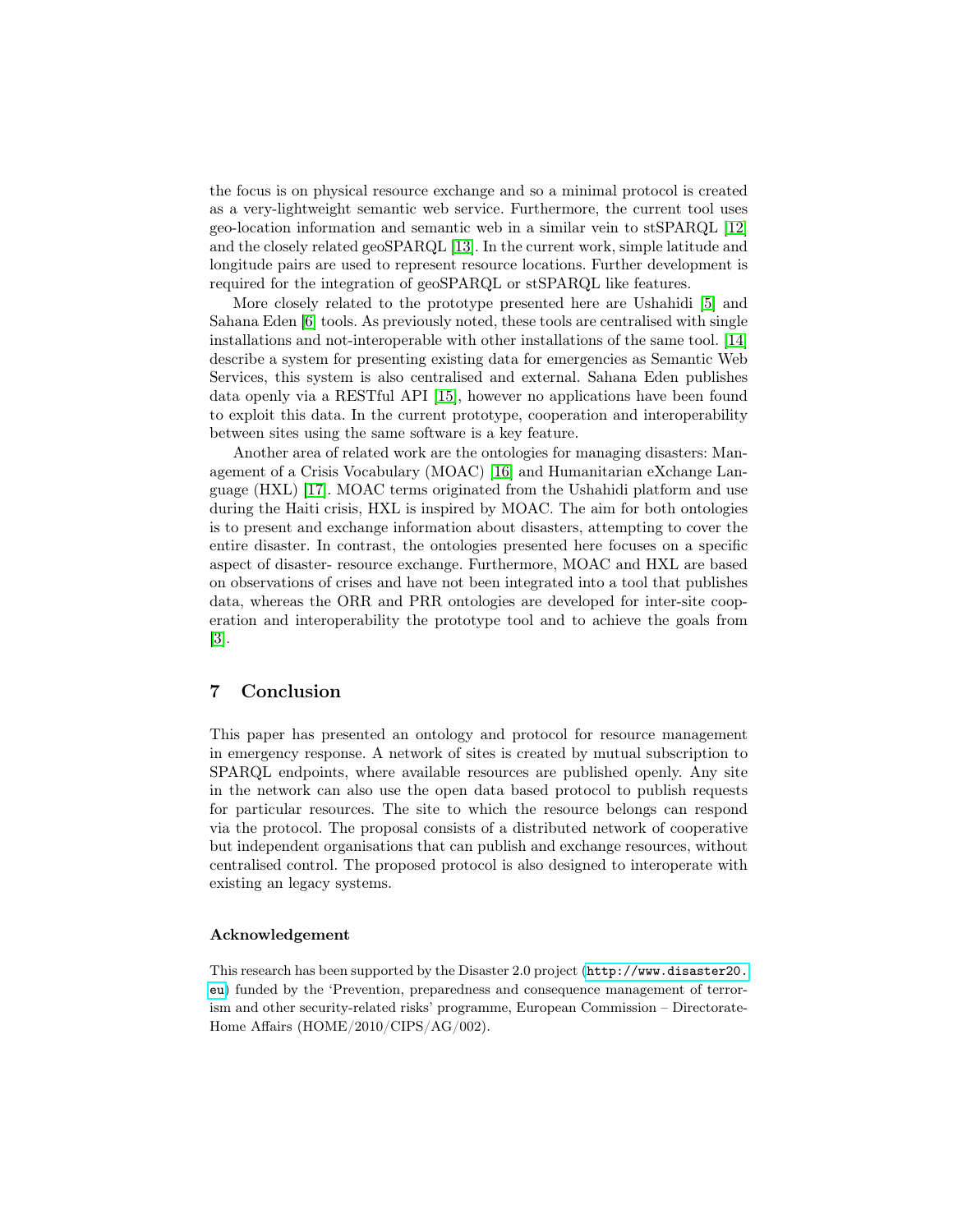the focus is on physical resource exchange and so a minimal protocol is created as a very-lightweight semantic web service. Furthermore, the current tool uses geo-location information and semantic web in a similar vein to stSPARQL [12] and the closely related geoSPARQL [13]. In the current work, simple latitude and longitude pairs are used to represent resource locations. Further development is required for the integration of geoSPARQL or stSPARQL like features.

More closely related to the prototype presented here are Ushahidi [5] and Sahana Eden [6] tools. As previously noted, these tools are centralised with single installations and not-interoperable with other installations of the same tool. [14] describe a system for presenting existing data for emergencies as Semantic Web Services, this system is also centralised and external. Sahana Eden publishes data openly via a RESTful API [15], however no applications have been found to exploit this data. In the current prototype, cooperation and interoperability between sites using the same software is a key feature.

Another area of related work are the ontologies for managing disasters: Management of a Crisis Vocabulary (MOAC) [16] and Humanitarian eXchange Language (HXL) [17]. MOAC terms originated from the Ushahidi platform and use during the Haiti crisis, HXL is inspired by MOAC. The aim for both ontologies is to present and exchange information about disasters, attempting to cover the entire disaster. In contrast, the ontologies presented here focuses on a specific aspect of disaster- resource exchange. Furthermore, MOAC and HXL are based on observations of crises and have not been integrated into a tool that publishes data, whereas the ORR and PRR ontologies are developed for inter-site cooperation and interoperability the prototype tool and to achieve the goals from [3].

## 7 Conclusion

This paper has presented an ontology and protocol for resource management in emergency response. A network of sites is created by mutual subscription to SPARQL endpoints, where available resources are published openly. Any site in the network can also use the open data based protocol to publish requests for particular resources. The site to which the resource belongs can respond via the protocol. The proposal consists of a distributed network of cooperative but independent organisations that can publish and exchange resources, without centralised control. The proposed protocol is also designed to interoperate with existing an legacy systems.

#### Acknowledgement

This research has been supported by the Disaster 2.0 project (http://www.disaster20.eu) funded by the 'Prevention, preparedness and consequence management of terrorism and other security-related risks' programme, European Commission – Directorate-Home Affairs (HOME/2010/CIPS/AG/002).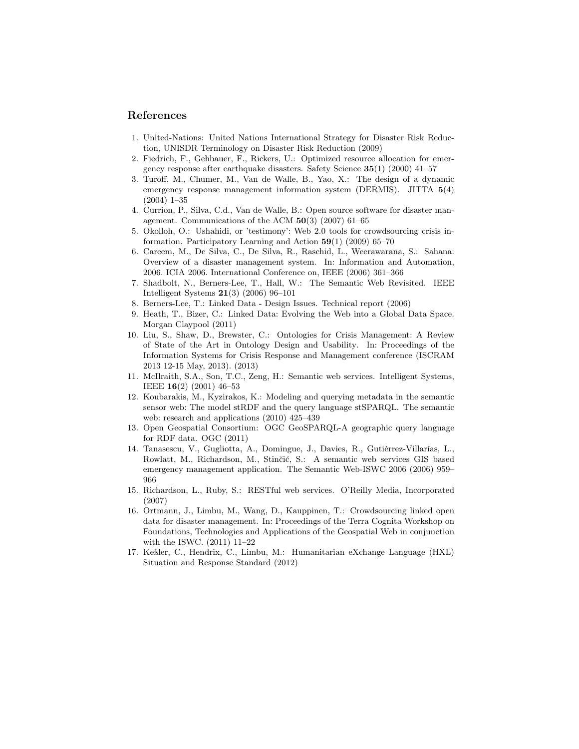## References

1. United-Nations: United Nations International Strategy for Disaster Risk Reduction, UNISDR Terminology on Disaster Risk Reduction (2009)
2. Fiedrich, F., Gehbauer, F., Rickers, U.: Optimized resource allocation for emergency response after earthquake disasters. Safety Science **35**(1) (2000) 41–57
3. Turoff, M., Chumer, M., Van de Walle, B., Yao, X.: The design of a dynamic emergency response management information system (DERMIS). JITTA **5**(4) (2004) 1–35
4. Currion, P., Silva, C.d., Van de Walle, B.: Open source software for disaster management. Communications of the ACM **50**(3) (2007) 61–65
5. Okolloh, O.: Ushahidi, or 'testimony': Web 2.0 tools for crowdsourcing crisis information. Participatory Learning and Action **59**(1) (2009) 65–70
6. Careem, M., De Silva, C., De Silva, R., Raschid, L., Weerawarana, S.: Sahana: Overview of a disaster management system. In: Information and Automation, 2006. ICIA 2006. International Conference on, IEEE (2006) 361–366
7. Shadbolt, N., Berners-Lee, T., Hall, W.: The Semantic Web Revisited. IEEE Intelligent Systems **21**(3) (2006) 96–101
8. Berners-Lee, T.: Linked Data - Design Issues. Technical report (2006)
9. Heath, T., Bizer, C.: Linked Data: Evolving the Web into a Global Data Space. Morgan Claypool (2011)
10. Liu, S., Shaw, D., Brewster, C.: Ontologies for Crisis Management: A Review of State of the Art in Ontology Design and Usability. In: Proceedings of the Information Systems for Crisis Response and Management conference (ISCRAM 2013 12-15 May, 2013). (2013)
11. McIlraith, S.A., Son, T.C., Zeng, H.: Semantic web services. Intelligent Systems, IEEE **16**(2) (2001) 46–53
12. Koubarakis, M., Kyzirakos, K.: Modeling and querying metadata in the semantic sensor web: The model stRDF and the query language stSPARQL. The semantic web: research and applications (2010) 425–439
13. Open Geospatial Consortium: OGC GeoSPARQL-A geographic query language for RDF data. OGC (2011)
14. Tanasescu, V., Gugliotta, A., Domingue, J., Davies, R., Gutiérrez-Villarías, L., Rowlatt, M., Richardson, M., Stinčić, S.: A semantic web services GIS based emergency management application. The Semantic Web-ISWC 2006 (2006) 959–966
15. Richardson, L., Ruby, S.: RESTful web services. O'Reilly Media, Incorporated (2007)
16. Ortmann, J., Limbu, M., Wang, D., Kauppinen, T.: Crowdsourcing linked open data for disaster management. In: Proceedings of the Terra Cognita Workshop on Foundations, Technologies and Applications of the Geospatial Web in conjunction with the ISWC. (2011) 11–22
17. Keßler, C., Hendrix, C., Limbu, M.: Humanitarian eXchange Language (HXL) Situation and Response Standard (2012)